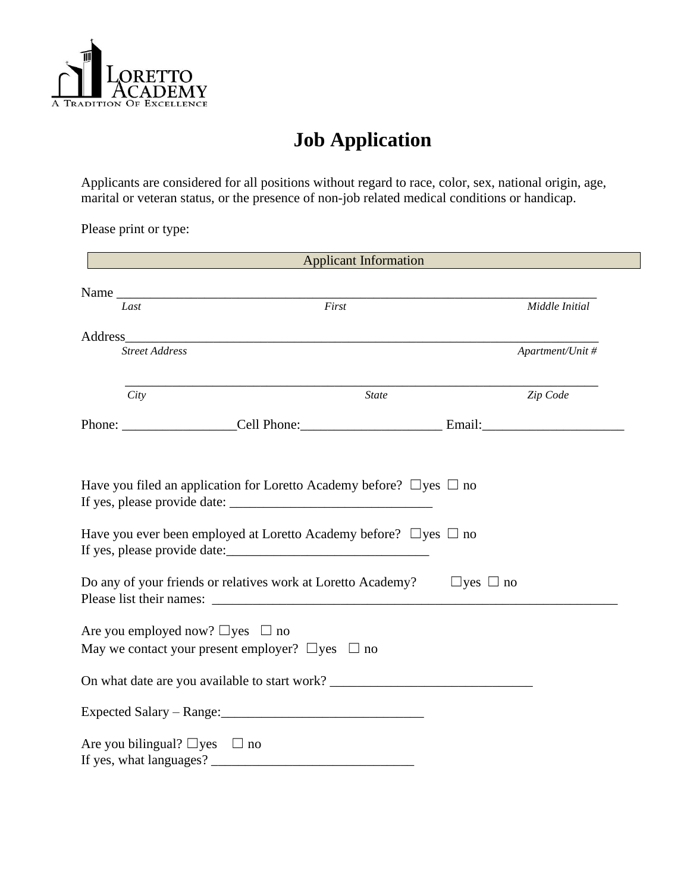LORETTO ACADEMY
A TRADITION OF EXCELLENCE

# Job Application

Applicants are considered for all positions without regard to race, color, sex, national origin, age, marital or veteran status, or the presence of non-job related medical conditions or handicap.

Please print or type:

## Applicant Information

Name ___________________________________________________________________________
*Last* *First* *Middle Initial*

Address_________________________________________________________________________
*Street Address* *Apartment/Unit #*

_______________________________________________________________________
*City* *State* *Zip Code*

Phone: _________________Cell Phone:_____________________ Email:_____________________

Have you filed an application for Loretto Academy before? ☐yes ☐ no
If yes, please provide date: ______________________________

Have you ever been employed at Loretto Academy before? ☐yes ☐ no
If yes, please provide date:______________________________

Do any of your friends or relatives work at Loretto Academy? ☐yes ☐ no
Please list their names: _______________________________________________________________

Are you employed now? ☐yes ☐ no
May we contact your present employer? ☐yes ☐ no

On what date are you available to start work? ______________________________

Expected Salary – Range:______________________________

Are you bilingual? ☐yes ☐ no
If yes, what languages? ______________________________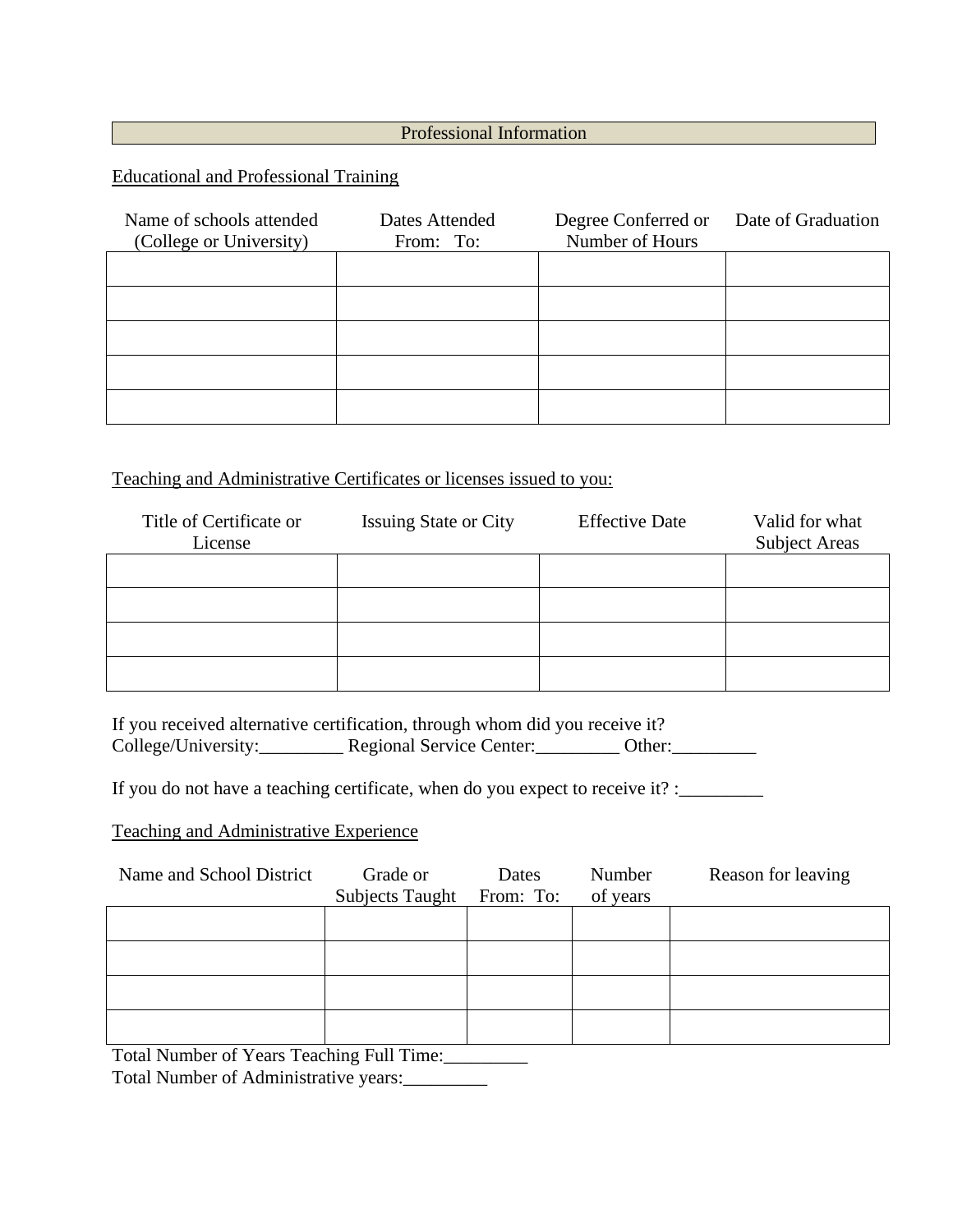## Professional Information

Educational and Professional Training

| Name of schools attended (College or University) | Dates Attended From: To: | Degree Conferred or Number of Hours | Date of Graduation |
|---|---|---|---|
| | | | |
| | | | |
| | | | |
| | | | |
| | | | |

Teaching and Administrative Certificates or licenses issued to you:

| Title of Certificate or License | Issuing State or City | Effective Date | Valid for what Subject Areas |
|---|---|---|---|
| | | | |
| | | | |
| | | | |
| | | | |

If you received alternative certification, through whom did you receive it?
College/University:_________ Regional Service Center:_________ Other:_________

If you do not have a teaching certificate, when do you expect to receive it? :_________

Teaching and Administrative Experience

| Name and School District | Grade or Subjects Taught | Dates From: To: | Number of years | Reason for leaving |
|---|---|---|---|---|
| | | | | |
| | | | | |
| | | | | |
| | | | | |

Total Number of Years Teaching Full Time:_________
Total Number of Administrative years:_________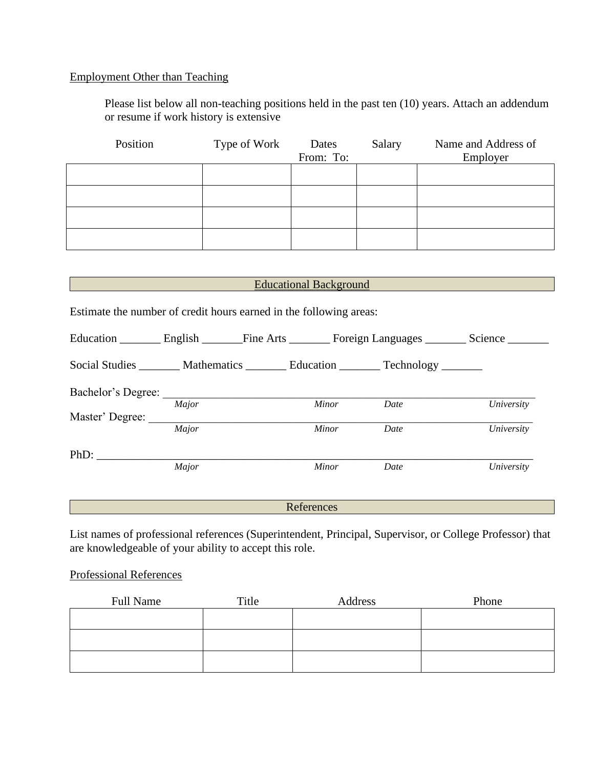Employment Other than Teaching

Please list below all non-teaching positions held in the past ten (10) years. Attach an addendum or resume if work history is extensive

| Position | Type of Work | Dates From: To: | Salary | Name and Address of Employer |
|---|---|---|---|---|
| | | | | |
| | | | | |
| | | | | |
| | | | | |

## Educational Background

Estimate the number of credit hours earned in the following areas:

Education _______ English _______Fine Arts _______ Foreign Languages _______ Science _______

Social Studies _______ Mathematics _______ Education _______ Technology _______

Bachelor's Degree: ___________________________________________________________
*Major* *Minor* *Date* *University*

Master' Degree: ______________________________________________________________
*Major* *Minor* *Date* *University*

PhD: ________________________________________________________________________
*Major* *Minor* *Date* *University*

## References

List names of professional references (Superintendent, Principal, Supervisor, or College Professor) that are knowledgeable of your ability to accept this role.

Professional References

| Full Name | Title | Address | Phone |
|---|---|---|---|
| | | | |
| | | | |
| | | | |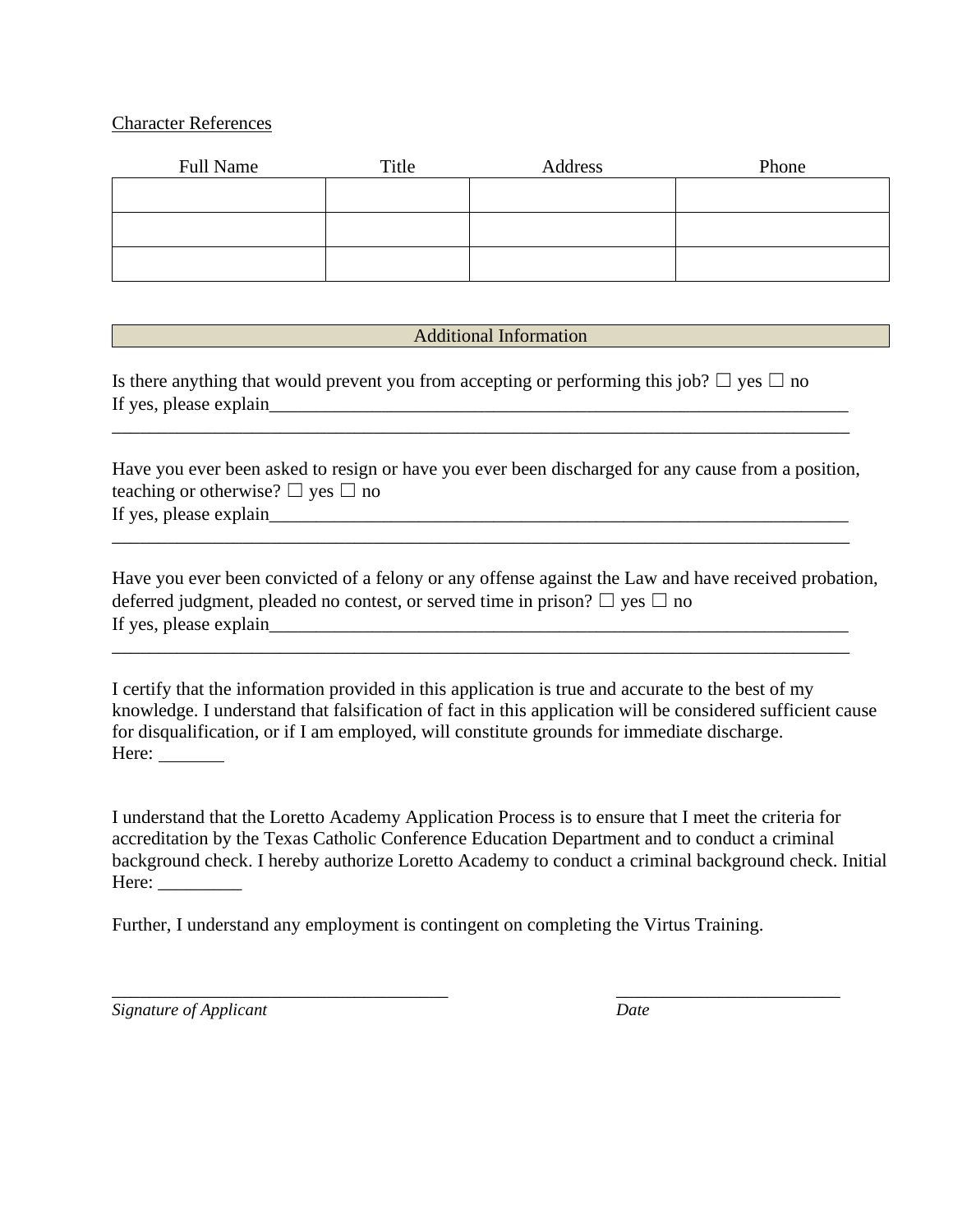Character References

| Full Name | Title | Address | Phone |
| --- | --- | --- | --- |
| | | | |
| | | | |
| | | | |

## Additional Information

Is there anything that would prevent you from accepting or performing this job? ☐ yes ☐ no
If yes, please explain___________________________________________________________________
_____________________________________________________________________________________

Have you ever been asked to resign or have you ever been discharged for any cause from a position, teaching or otherwise? ☐ yes ☐ no
If yes, please explain___________________________________________________________________
_____________________________________________________________________________________

Have you ever been convicted of a felony or any offense against the Law and have received probation, deferred judgment, pleaded no contest, or served time in prison? ☐ yes ☐ no
If yes, please explain___________________________________________________________________
_____________________________________________________________________________________

I certify that the information provided in this application is true and accurate to the best of my knowledge. I understand that falsification of fact in this application will be considered sufficient cause for disqualification, or if I am employed, will constitute grounds for immediate discharge.
Here: _______

I understand that the Loretto Academy Application Process is to ensure that I meet the criteria for accreditation by the Texas Catholic Conference Education Department and to conduct a criminal background check. I hereby authorize Loretto Academy to conduct a criminal background check. Initial Here: _________

Further, I understand any employment is contingent on completing the Virtus Training.

_____________________________________ _________________________

*Signature of Applicant* *Date*